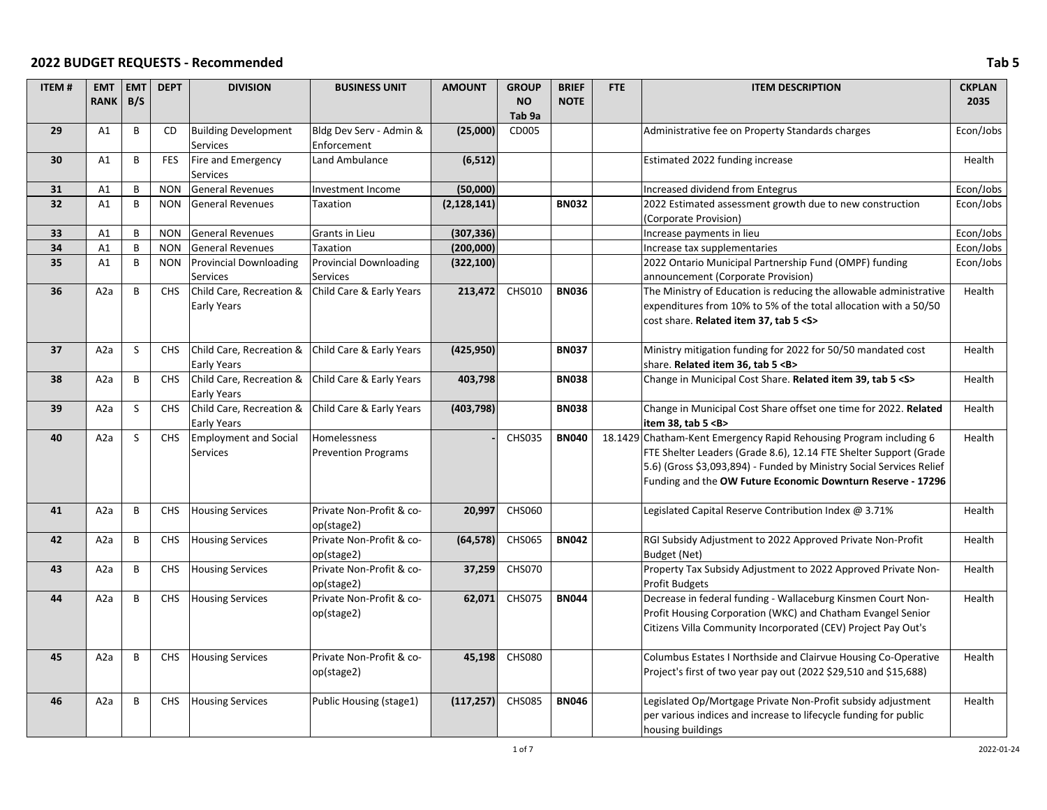## 2022 BUDGET REQUESTS - Recommended

Tab 5

| ITEM # | EMT RANK | EMT B/S | DEPT | DIVISION | BUSINESS UNIT | AMOUNT | GROUP NO Tab 9a | BRIEF NOTE | FTE | ITEM DESCRIPTION | CKPLAN 2035 |
|---|---|---|---|---|---|---|---|---|---|---|---|
| 29 | A1 | B | CD | Building Development Services | Bldg Dev Serv - Admin & Enforcement | (25,000) | CD005 | | | Administrative fee on Property Standards charges | Econ/Jobs |
| 30 | A1 | B | FES | Fire and Emergency Services | Land Ambulance | (6,512) | | | | Estimated 2022 funding increase | Health |
| 31 | A1 | B | NON | General Revenues | Investment Income | (50,000) | | | | Increased dividend from Entegrus | Econ/Jobs |
| 32 | A1 | B | NON | General Revenues | Taxation | (2,128,141) | | **BN032** | | 2022 Estimated assessment growth due to new construction (Corporate Provision) | Econ/Jobs |
| 33 | A1 | B | NON | General Revenues | Grants in Lieu | (307,336) | | | | Increase payments in lieu | Econ/Jobs |
| 34 | A1 | B | NON | General Revenues | Taxation | (200,000) | | | | Increase tax supplementaries | Econ/Jobs |
| 35 | A1 | B | NON | Provincial Downloading Services | Provincial Downloading Services | (322,100) | | | | 2022 Ontario Municipal Partnership Fund (OMPF) funding announcement (Corporate Provision) | Econ/Jobs |
| 36 | A2a | B | CHS | Child Care, Recreation & Early Years | Child Care & Early Years | 213,472 | CHS010 | **BN036** | | The Ministry of Education is reducing the allowable administrative expenditures from 10% to 5% of the total allocation with a 50/50 cost share. **Related item 37, tab 5 <S>** | Health |
| 37 | A2a | S | CHS | Child Care, Recreation & Early Years | Child Care & Early Years | (425,950) | | **BN037** | | Ministry mitigation funding for 2022 for 50/50 mandated cost share. **Related item 36, tab 5 <B>** | Health |
| 38 | A2a | B | CHS | Child Care, Recreation & Early Years | Child Care & Early Years | 403,798 | | **BN038** | | Change in Municipal Cost Share. **Related item 39, tab 5 <S>** | Health |
| 39 | A2a | S | CHS | Child Care, Recreation & Early Years | Child Care & Early Years | (403,798) | | **BN038** | | Change in Municipal Cost Share offset one time for 2022. **Related item 38, tab 5 <B>** | Health |
| 40 | A2a | S | CHS | Employment and Social Services | Homelessness Prevention Programs | - | CHS035 | **BN040** | 18.1429 | Chatham-Kent Emergency Rapid Rehousing Program including 6 FTE Shelter Leaders (Grade 8.6), 12.14 FTE Shelter Support (Grade 5.6) (Gross $3,093,894) - Funded by Ministry Social Services Relief Funding and the **OW Future Economic Downturn Reserve - 17296** | Health |
| 41 | A2a | B | CHS | Housing Services | Private Non-Profit & co-op(stage2) | 20,997 | CHS060 | | | Legislated Capital Reserve Contribution Index @ 3.71% | Health |
| 42 | A2a | B | CHS | Housing Services | Private Non-Profit & co-op(stage2) | (64,578) | CHS065 | **BN042** | | RGI Subsidy Adjustment to 2022 Approved Private Non-Profit Budget (Net) | Health |
| 43 | A2a | B | CHS | Housing Services | Private Non-Profit & co-op(stage2) | 37,259 | CHS070 | | | Property Tax Subsidy Adjustment to 2022 Approved Private Non-Profit Budgets | Health |
| 44 | A2a | B | CHS | Housing Services | Private Non-Profit & co-op(stage2) | 62,071 | CHS075 | **BN044** | | Decrease in federal funding - Wallaceburg Kinsmen Court Non-Profit Housing Corporation (WKC) and Chatham Evangel Senior Citizens Villa Community Incorporated (CEV) Project Pay Out's | Health |
| 45 | A2a | B | CHS | Housing Services | Private Non-Profit & co-op(stage2) | 45,198 | CHS080 | | | Columbus Estates I Northside and Clairvue Housing Co-Operative Project's first of two year pay out (2022 $29,510 and $15,688) | Health |
| 46 | A2a | B | CHS | Housing Services | Public Housing (stage1) | (117,257) | CHS085 | **BN046** | | Legislated Op/Mortgage Private Non-Profit subsidy adjustment per various indices and increase to lifecycle funding for public housing buildings | Health |

2022-01-24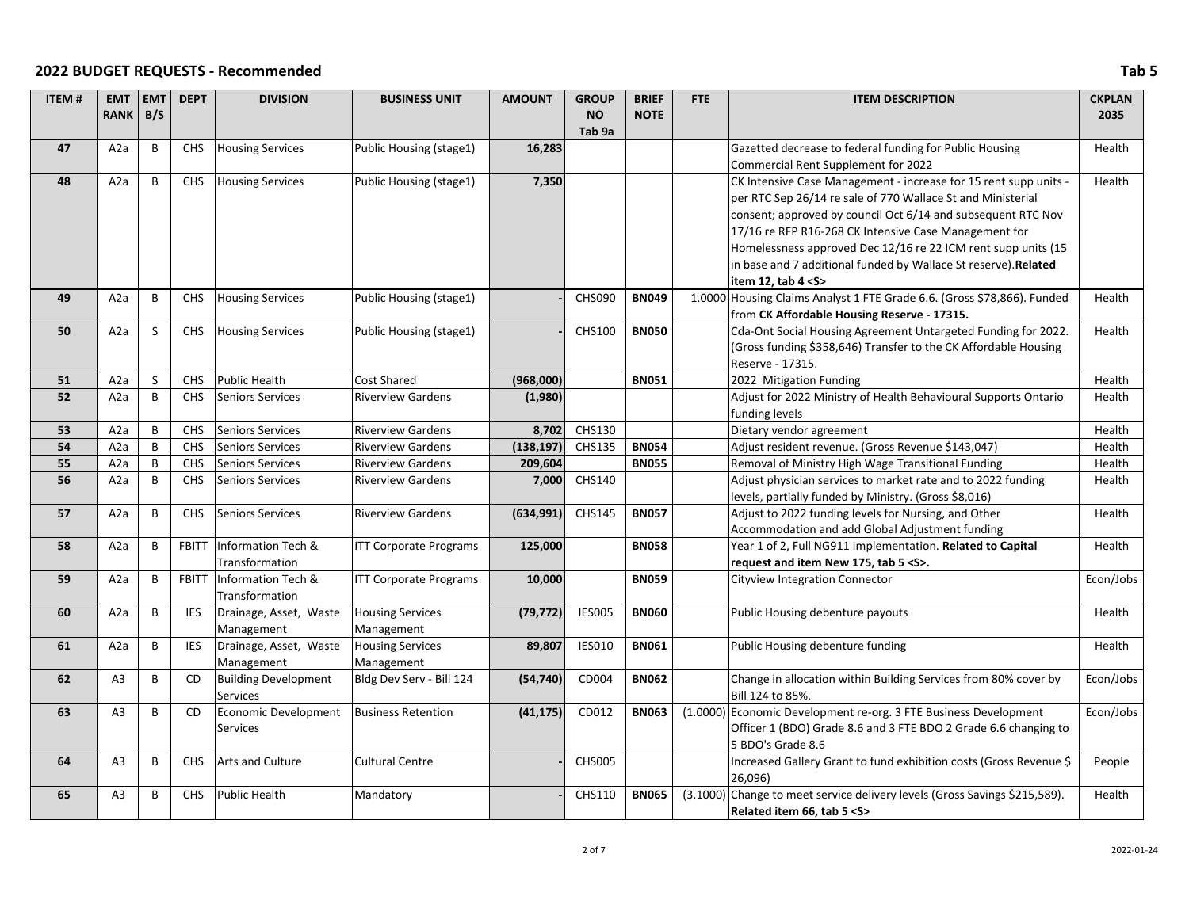## 2022 BUDGET REQUESTS - Recommended

Tab 5

| ITEM # | EMT RANK | EMT B/S | DEPT | DIVISION | BUSINESS UNIT | AMOUNT | GROUP NO Tab 9a | BRIEF NOTE | FTE | ITEM DESCRIPTION | CKPLAN 2035 |
|---|---|---|---|---|---|---|---|---|---|---|---|
| 47 | A2a | B | CHS | Housing Services | Public Housing (stage1) | 16,283 | | | | Gazetted decrease to federal funding for Public Housing Commercial Rent Supplement for 2022 | Health |
| 48 | A2a | B | CHS | Housing Services | Public Housing (stage1) | 7,350 | | | | CK Intensive Case Management - increase for 15 rent supp units - per RTC Sep 26/14 re sale of 770 Wallace St and Ministerial consent; approved by council Oct 6/14 and subsequent RTC Nov 17/16 re RFP R16-268 CK Intensive Case Management for Homelessness approved Dec 12/16 re 22 ICM rent supp units (15 in base and 7 additional funded by Wallace St reserve). **Related item 12, tab 4 <S>** | Health |
| 49 | A2a | B | CHS | Housing Services | Public Housing (stage1) | - | CHS090 | **BN049** | 1.0000 | Housing Claims Analyst 1 FTE Grade 6.6. (Gross $78,866). Funded from **CK Affordable Housing Reserve - 17315.** | Health |
| 50 | A2a | S | CHS | Housing Services | Public Housing (stage1) | - | CHS100 | **BN050** | | Cda-Ont Social Housing Agreement Untargeted Funding for 2022. (Gross funding $358,646) Transfer to the CK Affordable Housing Reserve - 17315. | Health |
| 51 | A2a | S | CHS | Public Health | Cost Shared | (968,000) | | **BN051** | | 2022 Mitigation Funding | Health |
| 52 | A2a | B | CHS | Seniors Services | Riverview Gardens | (1,980) | | | | Adjust for 2022 Ministry of Health Behavioural Supports Ontario funding levels | Health |
| 53 | A2a | B | CHS | Seniors Services | Riverview Gardens | 8,702 | CHS130 | | | Dietary vendor agreement | Health |
| 54 | A2a | B | CHS | Seniors Services | Riverview Gardens | (138,197) | CHS135 | **BN054** | | Adjust resident revenue. (Gross Revenue $143,047) | Health |
| 55 | A2a | B | CHS | Seniors Services | Riverview Gardens | 209,604 | | **BN055** | | Removal of Ministry High Wage Transitional Funding | Health |
| 56 | A2a | B | CHS | Seniors Services | Riverview Gardens | 7,000 | CHS140 | | | Adjust physician services to market rate and to 2022 funding levels, partially funded by Ministry. (Gross $8,016) | Health |
| 57 | A2a | B | CHS | Seniors Services | Riverview Gardens | (634,991) | CHS145 | **BN057** | | Adjust to 2022 funding levels for Nursing, and Other Accommodation and add Global Adjustment funding | Health |
| 58 | A2a | B | FBITT | Information Tech & Transformation | ITT Corporate Programs | 125,000 | | **BN058** | | Year 1 of 2, Full NG911 Implementation. **Related to Capital request and item New 175, tab 5 <S>.** | Health |
| 59 | A2a | B | FBITT | Information Tech & Transformation | ITT Corporate Programs | 10,000 | | **BN059** | | Cityview Integration Connector | Econ/Jobs |
| 60 | A2a | B | IES | Drainage, Asset, Waste Management | Housing Services Management | (79,772) | IES005 | **BN060** | | Public Housing debenture payouts | Health |
| 61 | A2a | B | IES | Drainage, Asset, Waste Management | Housing Services Management | 89,807 | IES010 | **BN061** | | Public Housing debenture funding | Health |
| 62 | A3 | B | CD | Building Development Services | Bldg Dev Serv - Bill 124 | (54,740) | CD004 | **BN062** | | Change in allocation within Building Services from 80% cover by Bill 124 to 85%. | Econ/Jobs |
| 63 | A3 | B | CD | Economic Development Services | Business Retention | (41,175) | CD012 | **BN063** | (1.0000) | Economic Development re-org. 3 FTE Business Development Officer 1 (BDO) Grade 8.6 and 3 FTE BDO 2 Grade 6.6 changing to 5 BDO's Grade 8.6 | Econ/Jobs |
| 64 | A3 | B | CHS | Arts and Culture | Cultural Centre | - | CHS005 | | | Increased Gallery Grant to fund exhibition costs (Gross Revenue $ 26,096) | People |
| 65 | A3 | B | CHS | Public Health | Mandatory | - | CHS110 | **BN065** | (3.1000) | Change to meet service delivery levels (Gross Savings $215,589). **Related item 66, tab 5 <S>** | Health |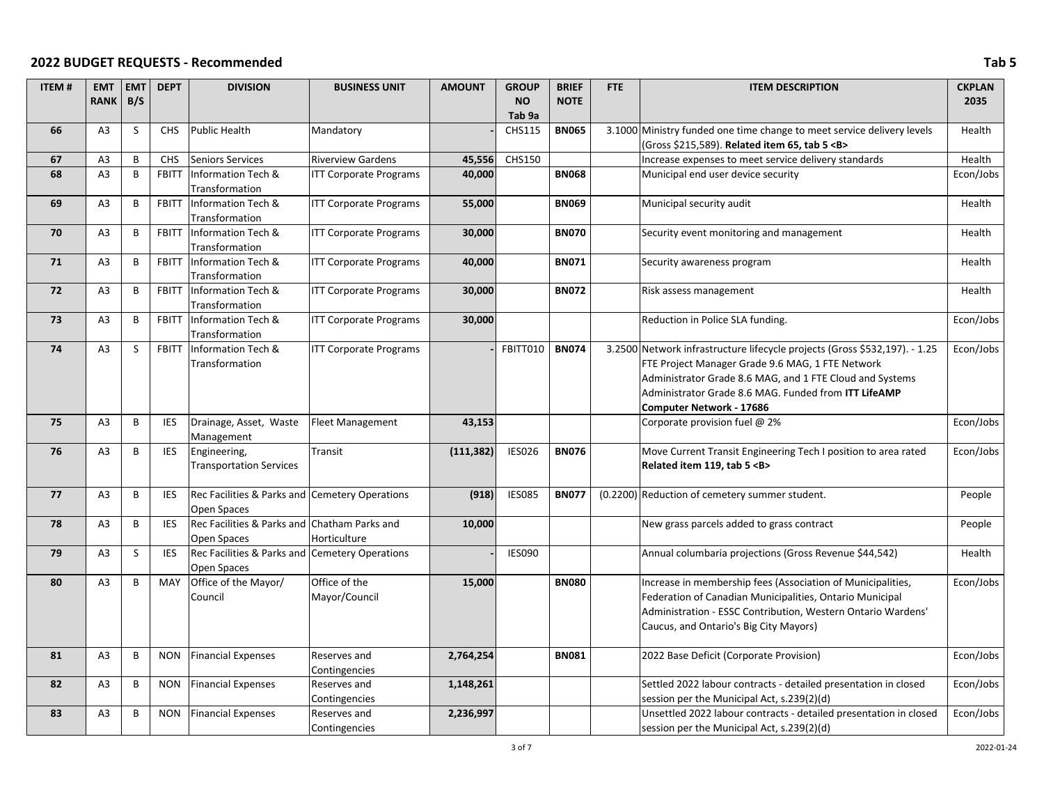## 2022 BUDGET REQUESTS - Recommended

Tab 5

| ITEM # | EMT RANK | EMT B/S | DEPT | DIVISION | BUSINESS UNIT | AMOUNT | GROUP NO Tab 9a | BRIEF NOTE | FTE | ITEM DESCRIPTION | CKPLAN 2035 |
|---|---|---|---|---|---|---|---|---|---|---|---|
| 66 | A3 | S | CHS | Public Health | Mandatory | - | CHS115 | **BN065** | 3.1000 | Ministry funded one time change to meet service delivery levels (Gross $215,589). **Related item 65, tab 5 <B>** | Health |
| 67 | A3 | B | CHS | Seniors Services | Riverview Gardens | 45,556 | CHS150 | | | Increase expenses to meet service delivery standards | Health |
| 68 | A3 | B | FBITT | Information Tech & Transformation | ITT Corporate Programs | 40,000 | | **BN068** | | Municipal end user device security | Econ/Jobs |
| 69 | A3 | B | FBITT | Information Tech & Transformation | ITT Corporate Programs | 55,000 | | **BN069** | | Municipal security audit | Health |
| 70 | A3 | B | FBITT | Information Tech & Transformation | ITT Corporate Programs | 30,000 | | **BN070** | | Security event monitoring and management | Health |
| 71 | A3 | B | FBITT | Information Tech & Transformation | ITT Corporate Programs | 40,000 | | **BN071** | | Security awareness program | Health |
| 72 | A3 | B | FBITT | Information Tech & Transformation | ITT Corporate Programs | 30,000 | | **BN072** | | Risk assess management | Health |
| 73 | A3 | B | FBITT | Information Tech & Transformation | ITT Corporate Programs | 30,000 | | | | Reduction in Police SLA funding. | Econ/Jobs |
| 74 | A3 | S | FBITT | Information Tech & Transformation | ITT Corporate Programs | - | FBITT010 | **BN074** | 3.2500 | Network infrastructure lifecycle projects (Gross $532,197). - 1.25 FTE Project Manager Grade 9.6 MAG, 1 FTE Network Administrator Grade 8.6 MAG, and 1 FTE Cloud and Systems Administrator Grade 8.6 MAG. Funded from **ITT LifeAMP Computer Network - 17686** | Econ/Jobs |
| 75 | A3 | B | IES | Drainage, Asset, Waste Management | Fleet Management | 43,153 | | | | Corporate provision fuel @ 2% | Econ/Jobs |
| 76 | A3 | B | IES | Engineering, Transportation Services | Transit | (111,382) | IES026 | **BN076** | | Move Current Transit Engineering Tech I position to area rated **Related item 119, tab 5 <B>** | Econ/Jobs |
| 77 | A3 | B | IES | Rec Facilities & Parks and Open Spaces | Cemetery Operations | (918) | IES085 | **BN077** | (0.2200) | Reduction of cemetery summer student. | People |
| 78 | A3 | B | IES | Rec Facilities & Parks and Open Spaces | Chatham Parks and Horticulture | 10,000 | | | | New grass parcels added to grass contract | People |
| 79 | A3 | S | IES | Rec Facilities & Parks and Open Spaces | Cemetery Operations | - | IES090 | | | Annual columbaria projections (Gross Revenue $44,542) | Health |
| 80 | A3 | B | MAY | Office of the Mayor/ Council | Office of the Mayor/Council | 15,000 | | **BN080** | | Increase in membership fees (Association of Municipalities, Federation of Canadian Municipalities, Ontario Municipal Administration - ESSC Contribution, Western Ontario Wardens' Caucus, and Ontario's Big City Mayors) | Econ/Jobs |
| 81 | A3 | B | NON | Financial Expenses | Reserves and Contingencies | 2,764,254 | | **BN081** | | 2022 Base Deficit (Corporate Provision) | Econ/Jobs |
| 82 | A3 | B | NON | Financial Expenses | Reserves and Contingencies | 1,148,261 | | | | Settled 2022 labour contracts - detailed presentation in closed session per the Municipal Act, s.239(2)(d) | Econ/Jobs |
| 83 | A3 | B | NON | Financial Expenses | Reserves and Contingencies | 2,236,997 | | | | Unsettled 2022 labour contracts - detailed presentation in closed session per the Municipal Act, s.239(2)(d) | Econ/Jobs |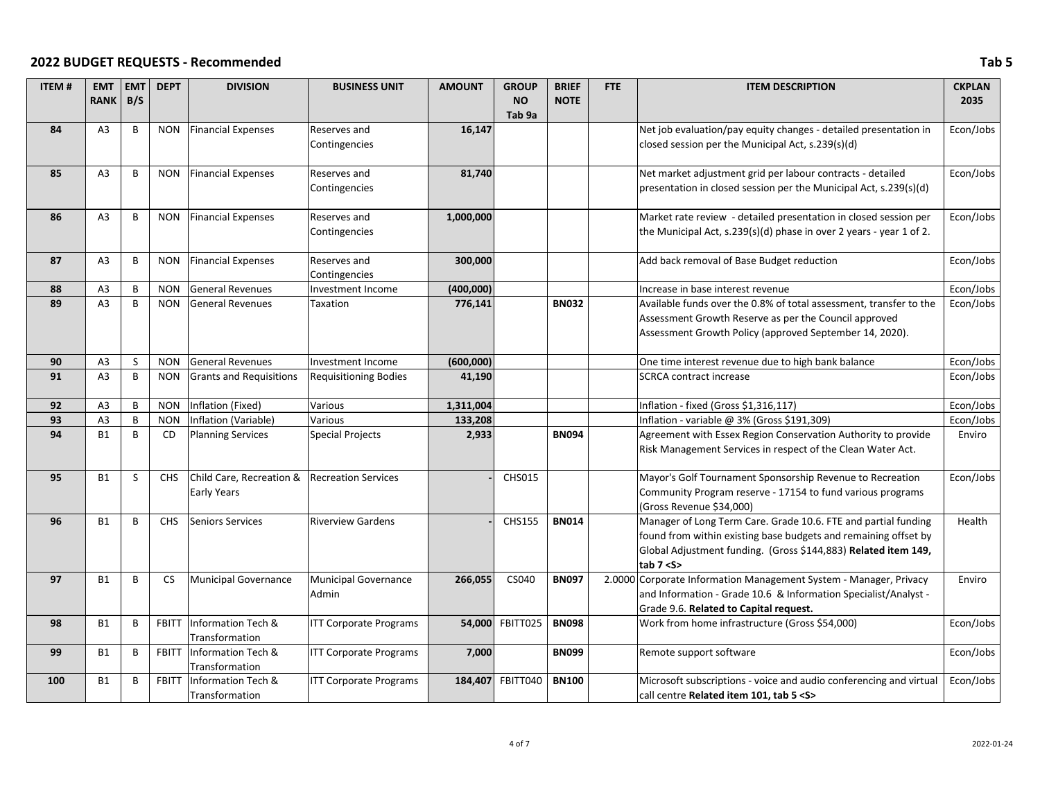## 2022 BUDGET REQUESTS - Recommended

Tab 5

| ITEM # | EMT RANK | EMT B/S | DEPT | DIVISION | BUSINESS UNIT | AMOUNT | GROUP NO Tab 9a | BRIEF NOTE | FTE | ITEM DESCRIPTION | CKPLAN 2035 |
|---|---|---|---|---|---|---|---|---|---|---|---|
| 84 | A3 | B | NON | Financial Expenses | Reserves and Contingencies | 16,147 | | | | Net job evaluation/pay equity changes - detailed presentation in closed session per the Municipal Act, s.239(s)(d) | Econ/Jobs |
| 85 | A3 | B | NON | Financial Expenses | Reserves and Contingencies | 81,740 | | | | Net market adjustment grid per labour contracts - detailed presentation in closed session per the Municipal Act, s.239(s)(d) | Econ/Jobs |
| 86 | A3 | B | NON | Financial Expenses | Reserves and Contingencies | 1,000,000 | | | | Market rate review - detailed presentation in closed session per the Municipal Act, s.239(s)(d) phase in over 2 years - year 1 of 2. | Econ/Jobs |
| 87 | A3 | B | NON | Financial Expenses | Reserves and Contingencies | 300,000 | | | | Add back removal of Base Budget reduction | Econ/Jobs |
| 88 | A3 | B | NON | General Revenues | Investment Income | (400,000) | | | | Increase in base interest revenue | Econ/Jobs |
| 89 | A3 | B | NON | General Revenues | Taxation | 776,141 | | **BN032** | | Available funds over the 0.8% of total assessment, transfer to the Assessment Growth Reserve as per the Council approved Assessment Growth Policy (approved September 14, 2020). | Econ/Jobs |
| 90 | A3 | S | NON | General Revenues | Investment Income | (600,000) | | | | One time interest revenue due to high bank balance | Econ/Jobs |
| 91 | A3 | B | NON | Grants and Requisitions | Requisitioning Bodies | 41,190 | | | | SCRCA contract increase | Econ/Jobs |
| 92 | A3 | B | NON | Inflation (Fixed) | Various | 1,311,004 | | | | Inflation - fixed (Gross $1,316,117) | Econ/Jobs |
| 93 | A3 | B | NON | Inflation (Variable) | Various | 133,208 | | | | Inflation - variable @ 3% (Gross $191,309) | Econ/Jobs |
| 94 | B1 | B | CD | Planning Services | Special Projects | 2,933 | | **BN094** | | Agreement with Essex Region Conservation Authority to provide Risk Management Services in respect of the Clean Water Act. | Enviro |
| 95 | B1 | S | CHS | Child Care, Recreation & Early Years | Recreation Services | - | CHS015 | | | Mayor's Golf Tournament Sponsorship Revenue to Recreation Community Program reserve - 17154 to fund various programs (Gross Revenue $34,000) | Econ/Jobs |
| 96 | B1 | B | CHS | Seniors Services | Riverview Gardens | - | CHS155 | **BN014** | | Manager of Long Term Care. Grade 10.6. FTE and partial funding found from within existing base budgets and remaining offset by Global Adjustment funding. (Gross $144,883) **Related item 149, tab 7 <S>** | Health |
| 97 | B1 | B | CS | Municipal Governance | Municipal Governance Admin | 266,055 | CS040 | **BN097** | 2.0000 | Corporate Information Management System - Manager, Privacy and Information - Grade 10.6 & Information Specialist/Analyst - Grade 9.6. **Related to Capital request.** | Enviro |
| 98 | B1 | B | FBITT | Information Tech & Transformation | ITT Corporate Programs | 54,000 | FBITT025 | **BN098** | | Work from home infrastructure (Gross $54,000) | Econ/Jobs |
| 99 | B1 | B | FBITT | Information Tech & Transformation | ITT Corporate Programs | 7,000 | | **BN099** | | Remote support software | Econ/Jobs |
| 100 | B1 | B | FBITT | Information Tech & Transformation | ITT Corporate Programs | 184,407 | FBITT040 | **BN100** | | Microsoft subscriptions - voice and audio conferencing and virtual call centre **Related item 101, tab 5 <S>** | Econ/Jobs |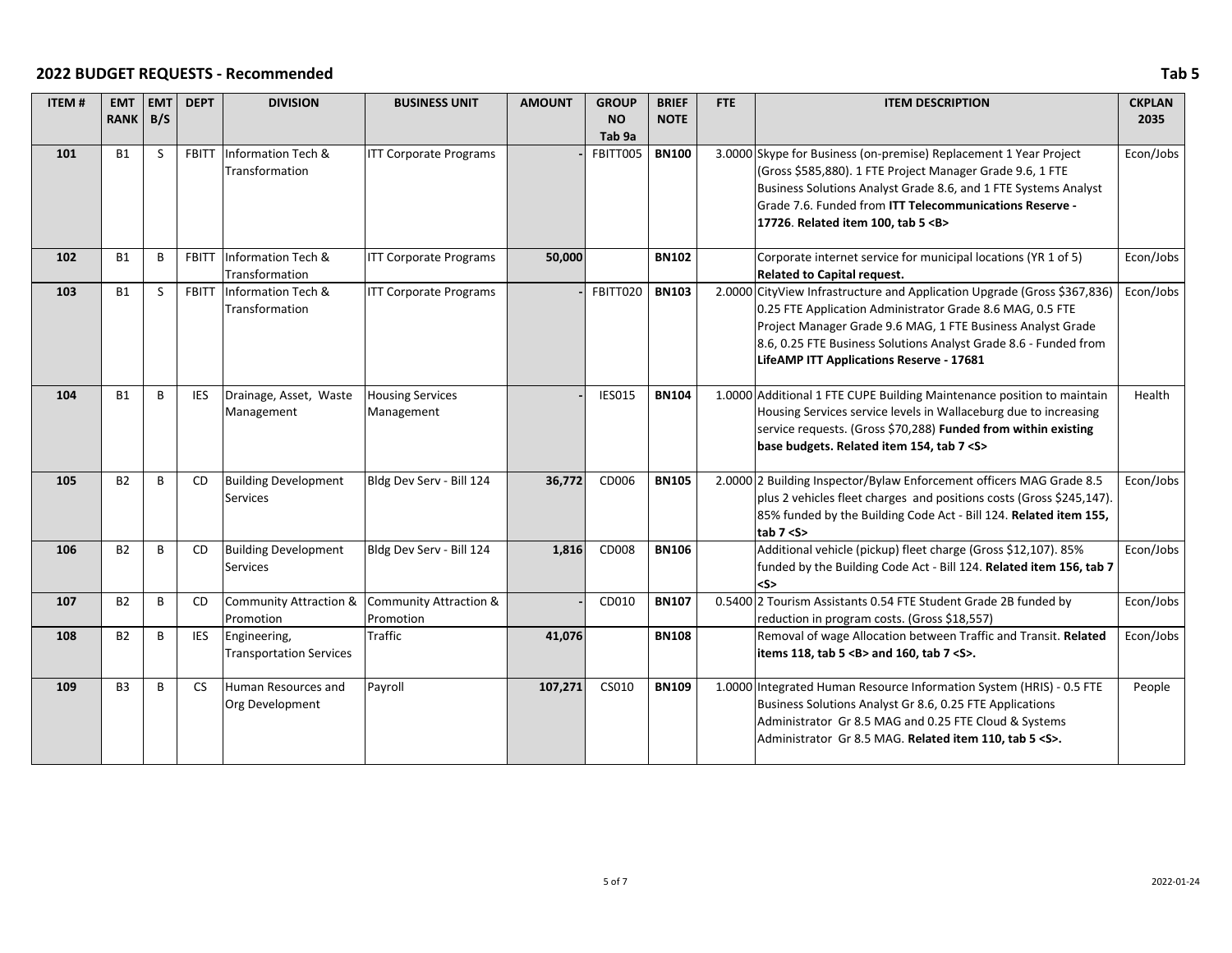## 2022 BUDGET REQUESTS - Recommended

Tab 5

| ITEM # | EMT RANK | EMT B/S | DEPT | DIVISION | BUSINESS UNIT | AMOUNT | GROUP NO Tab 9a | BRIEF NOTE | FTE | ITEM DESCRIPTION | CKPLAN 2035 |
|---|---|---|---|---|---|---|---|---|---|---|---|
| 101 | B1 | S | FBITT | Information Tech & Transformation | ITT Corporate Programs | - | FBITT005 | BN100 | 3.0000 | Skype for Business (on-premise) Replacement 1 Year Project (Gross $585,880). 1 FTE Project Manager Grade 9.6, 1 FTE Business Solutions Analyst Grade 8.6, and 1 FTE Systems Analyst Grade 7.6. Funded from **ITT Telecommunications Reserve - 17726**. **Related item 100, tab 5 <B>** | Econ/Jobs |
| 102 | B1 | B | FBITT | Information Tech & Transformation | ITT Corporate Programs | 50,000 | | BN102 | | Corporate internet service for municipal locations (YR 1 of 5) **Related to Capital request.** | Econ/Jobs |
| 103 | B1 | S | FBITT | Information Tech & Transformation | ITT Corporate Programs | - | FBITT020 | BN103 | 2.0000 | CityView Infrastructure and Application Upgrade (Gross $367,836) 0.25 FTE Application Administrator Grade 8.6 MAG, 0.5 FTE Project Manager Grade 9.6 MAG, 1 FTE Business Analyst Grade 8.6, 0.25 FTE Business Solutions Analyst Grade 8.6 - Funded from **LifeAMP ITT Applications Reserve - 17681** | Econ/Jobs |
| 104 | B1 | B | IES | Drainage, Asset, Waste Management | Housing Services Management | - | IES015 | BN104 | 1.0000 | Additional 1 FTE CUPE Building Maintenance position to maintain Housing Services service levels in Wallaceburg due to increasing service requests. (Gross $70,288) **Funded from within existing base budgets. Related item 154, tab 7 <S>** | Health |
| 105 | B2 | B | CD | Building Development Services | Bldg Dev Serv - Bill 124 | 36,772 | CD006 | BN105 | 2.0000 | 2 Building Inspector/Bylaw Enforcement officers MAG Grade 8.5 plus 2 vehicles fleet charges and positions costs (Gross $245,147). 85% funded by the Building Code Act - Bill 124. **Related item 155, tab 7 <S>** | Econ/Jobs |
| 106 | B2 | B | CD | Building Development Services | Bldg Dev Serv - Bill 124 | 1,816 | CD008 | BN106 | | Additional vehicle (pickup) fleet charge (Gross $12,107). 85% funded by the Building Code Act - Bill 124. **Related item 156, tab 7 <S>** | Econ/Jobs |
| 107 | B2 | B | CD | Community Attraction & Promotion | Community Attraction & Promotion | - | CD010 | BN107 | 0.5400 | 2 Tourism Assistants 0.54 FTE Student Grade 2B funded by reduction in program costs. (Gross $18,557) | Econ/Jobs |
| 108 | B2 | B | IES | Engineering, Transportation Services | Traffic | 41,076 | | BN108 | | Removal of wage Allocation between Traffic and Transit. **Related items 118, tab 5 <B> and 160, tab 7 <S>.** | Econ/Jobs |
| 109 | B3 | B | CS | Human Resources and Org Development | Payroll | 107,271 | CS010 | BN109 | 1.0000 | Integrated Human Resource Information System (HRIS) - 0.5 FTE Business Solutions Analyst Gr 8.6, 0.25 FTE Applications Administrator Gr 8.5 MAG and 0.25 FTE Cloud & Systems Administrator Gr 8.5 MAG. **Related item 110, tab 5 <S>.** | People |

2022-01-24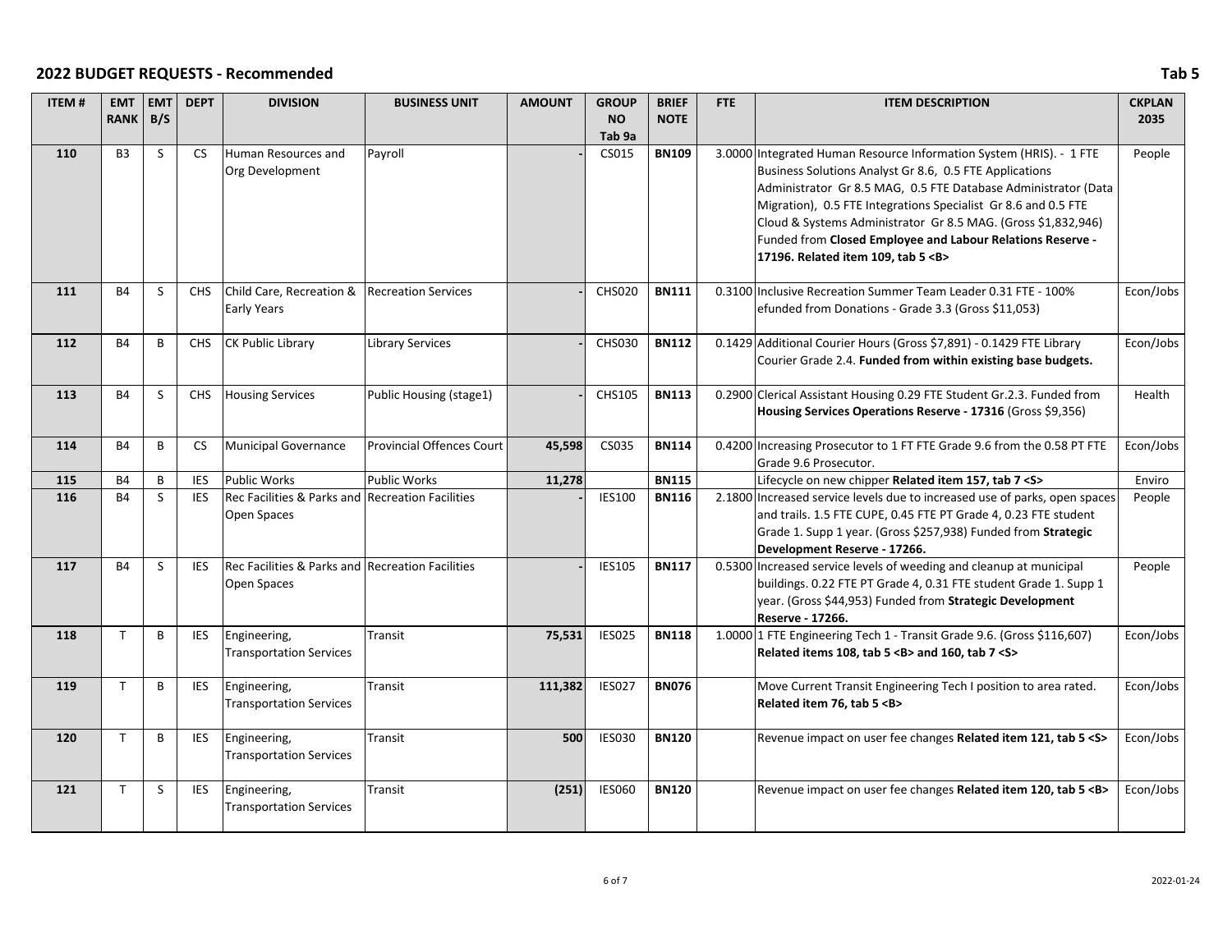## 2022 BUDGET REQUESTS - Recommended

Tab 5

| ITEM # | EMT RANK | EMT B/S | DEPT | DIVISION | BUSINESS UNIT | AMOUNT | GROUP NO Tab 9a | BRIEF NOTE | FTE | ITEM DESCRIPTION | CKPLAN 2035 |
|---|---|---|---|---|---|---|---|---|---|---|---|
| **110** | B3 | S | CS | Human Resources and Org Development | Payroll | - | CS015 | **BN109** | 3.0000 | Integrated Human Resource Information System (HRIS). - 1 FTE Business Solutions Analyst Gr 8.6, 0.5 FTE Applications Administrator Gr 8.5 MAG, 0.5 FTE Database Administrator (Data Migration), 0.5 FTE Integrations Specialist Gr 8.6 and 0.5 FTE Cloud & Systems Administrator Gr 8.5 MAG. (Gross $1,832,946) Funded from **Closed Employee and Labour Relations Reserve - 17196. Related item 109, tab 5 <B>** | People |
| **111** | B4 | S | CHS | Child Care, Recreation & Early Years | Recreation Services | - | CHS020 | **BN111** | 0.3100 | Inclusive Recreation Summer Team Leader 0.31 FTE - 100% efunded from Donations - Grade 3.3 (Gross $11,053) | Econ/Jobs |
| **112** | B4 | B | CHS | CK Public Library | Library Services | - | CHS030 | **BN112** | 0.1429 | Additional Courier Hours (Gross $7,891) - 0.1429 FTE Library Courier Grade 2.4. **Funded from within existing base budgets.** | Econ/Jobs |
| **113** | B4 | S | CHS | Housing Services | Public Housing (stage1) | - | CHS105 | **BN113** | 0.2900 | Clerical Assistant Housing 0.29 FTE Student Gr.2.3. Funded from **Housing Services Operations Reserve - 17316** (Gross $9,356) | Health |
| **114** | B4 | B | CS | Municipal Governance | Provincial Offences Court | 45,598 | CS035 | **BN114** | 0.4200 | Increasing Prosecutor to 1 FT FTE Grade 9.6 from the 0.58 PT FTE Grade 9.6 Prosecutor. | Econ/Jobs |
| **115** | B4 | B | IES | Public Works | Public Works | 11,278 | | **BN115** | | Lifecycle on new chipper **Related item 157, tab 7 <S>** | Enviro |
| **116** | B4 | S | IES | Rec Facilities & Parks and Open Spaces | Recreation Facilities | - | IES100 | **BN116** | 2.1800 | Increased service levels due to increased use of parks, open spaces and trails. 1.5 FTE CUPE, 0.45 FTE PT Grade 4, 0.23 FTE student Grade 1. Supp 1 year. (Gross $257,938) Funded from **Strategic Development Reserve - 17266.** | People |
| **117** | B4 | S | IES | Rec Facilities & Parks and Open Spaces | Recreation Facilities | - | IES105 | **BN117** | 0.5300 | Increased service levels of weeding and cleanup at municipal buildings. 0.22 FTE PT Grade 4, 0.31 FTE student Grade 1. Supp 1 year. (Gross $44,953) Funded from **Strategic Development Reserve - 17266.** | People |
| **118** | T | B | IES | Engineering, Transportation Services | Transit | 75,531 | IES025 | **BN118** | 1.0000 | 1 FTE Engineering Tech 1 - Transit Grade 9.6. (Gross $116,607) **Related items 108, tab 5 <B> and 160, tab 7 <S>** | Econ/Jobs |
| **119** | T | B | IES | Engineering, Transportation Services | Transit | 111,382 | IES027 | **BN076** | | Move Current Transit Engineering Tech I position to area rated. **Related item 76, tab 5 <B>** | Econ/Jobs |
| **120** | T | B | IES | Engineering, Transportation Services | Transit | 500 | IES030 | **BN120** | | Revenue impact on user fee changes **Related item 121, tab 5 <S>** | Econ/Jobs |
| **121** | T | S | IES | Engineering, Transportation Services | Transit | (251) | IES060 | **BN120** | | Revenue impact on user fee changes **Related item 120, tab 5 <B>** | Econ/Jobs |

2022-01-24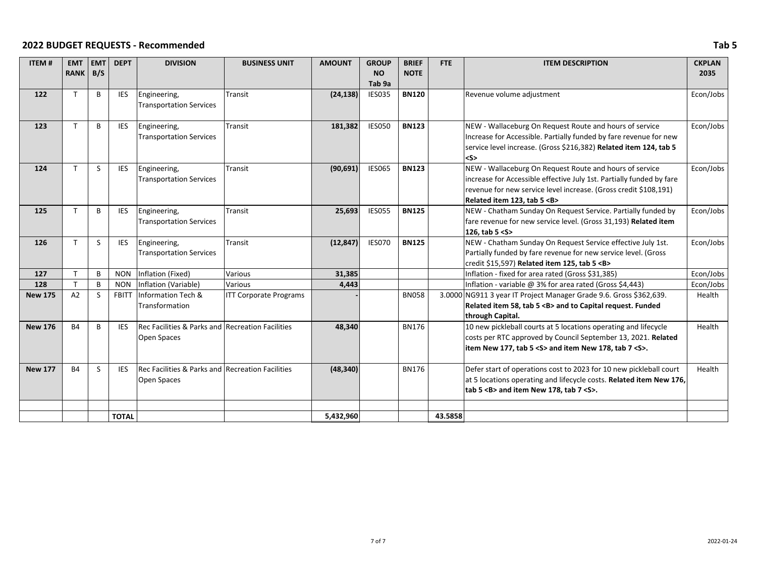## 2022 BUDGET REQUESTS - Recommended

Tab 5

| ITEM # | EMT RANK | EMT B/S | DEPT | DIVISION | BUSINESS UNIT | AMOUNT | GROUP NO Tab 9a | BRIEF NOTE | FTE | ITEM DESCRIPTION | CKPLAN 2035 |
|---|---|---|---|---|---|---|---|---|---|---|---|
| **122** | T | B | IES | Engineering, Transportation Services | Transit | **(24,138)** | IES035 | **BN120** | | Revenue volume adjustment | Econ/Jobs |
| **123** | T | B | IES | Engineering, Transportation Services | Transit | **181,382** | IES050 | **BN123** | | NEW - Wallaceburg On Request Route and hours of service Increase for Accessible. Partially funded by fare revenue for new service level increase. (Gross $216,382) **Related item 124, tab 5 <S>** | Econ/Jobs |
| **124** | T | S | IES | Engineering, Transportation Services | Transit | **(90,691)** | IES065 | **BN123** | | NEW - Wallaceburg On Request Route and hours of service increase for Accessible effective July 1st. Partially funded by fare revenue for new service level increase. (Gross credit $108,191) **Related item 123, tab 5 <B>** | Econ/Jobs |
| **125** | T | B | IES | Engineering, Transportation Services | Transit | **25,693** | IES055 | **BN125** | | NEW - Chatham Sunday On Request Service. Partially funded by fare revenue for new service level. (Gross 31,193) **Related item 126, tab 5 <S>** | Econ/Jobs |
| **126** | T | S | IES | Engineering, Transportation Services | Transit | **(12,847)** | IES070 | **BN125** | | NEW - Chatham Sunday On Request Service effective July 1st. Partially funded by fare revenue for new service level. (Gross credit $15,597) **Related item 125, tab 5 <B>** | Econ/Jobs |
| **127** | T | B | NON | Inflation (Fixed) | Various | **31,385** | | | | Inflation - fixed for area rated (Gross $31,385) | Econ/Jobs |
| **128** | T | B | NON | Inflation (Variable) | Various | **4,443** | | | | Inflation - variable @ 3% for area rated (Gross $4,443) | Econ/Jobs |
| **New 175** | A2 | S | FBITT | Information Tech & Transformation | ITT Corporate Programs | **-** | | BN058 | 3.0000 | NG911 3 year IT Project Manager Grade 9.6. Gross $362,639. **Related item 58, tab 5 <B> and to Capital request. Funded through Capital.** | Health |
| **New 176** | B4 | B | IES | Rec Facilities & Parks and Open Spaces | Recreation Facilities | **48,340** | | BN176 | | 10 new pickleball courts at 5 locations operating and lifecycle costs per RTC approved by Council September 13, 2021. **Related item New 177, tab 5 <S> and item New 178, tab 7 <S>.** | Health |
| **New 177** | B4 | S | IES | Rec Facilities & Parks and Open Spaces | Recreation Facilities | **(48,340)** | | BN176 | | Defer start of operations cost to 2023 for 10 new pickleball court at 5 locations operating and lifecycle costs. **Related item New 176, tab 5 <B> and item New 178, tab 7 <S>.** | Health |
| | | | | | | | | | | | |
| | | | **TOTAL** | | | **5,432,960** | | | **43.5858** | | |

2022-01-24